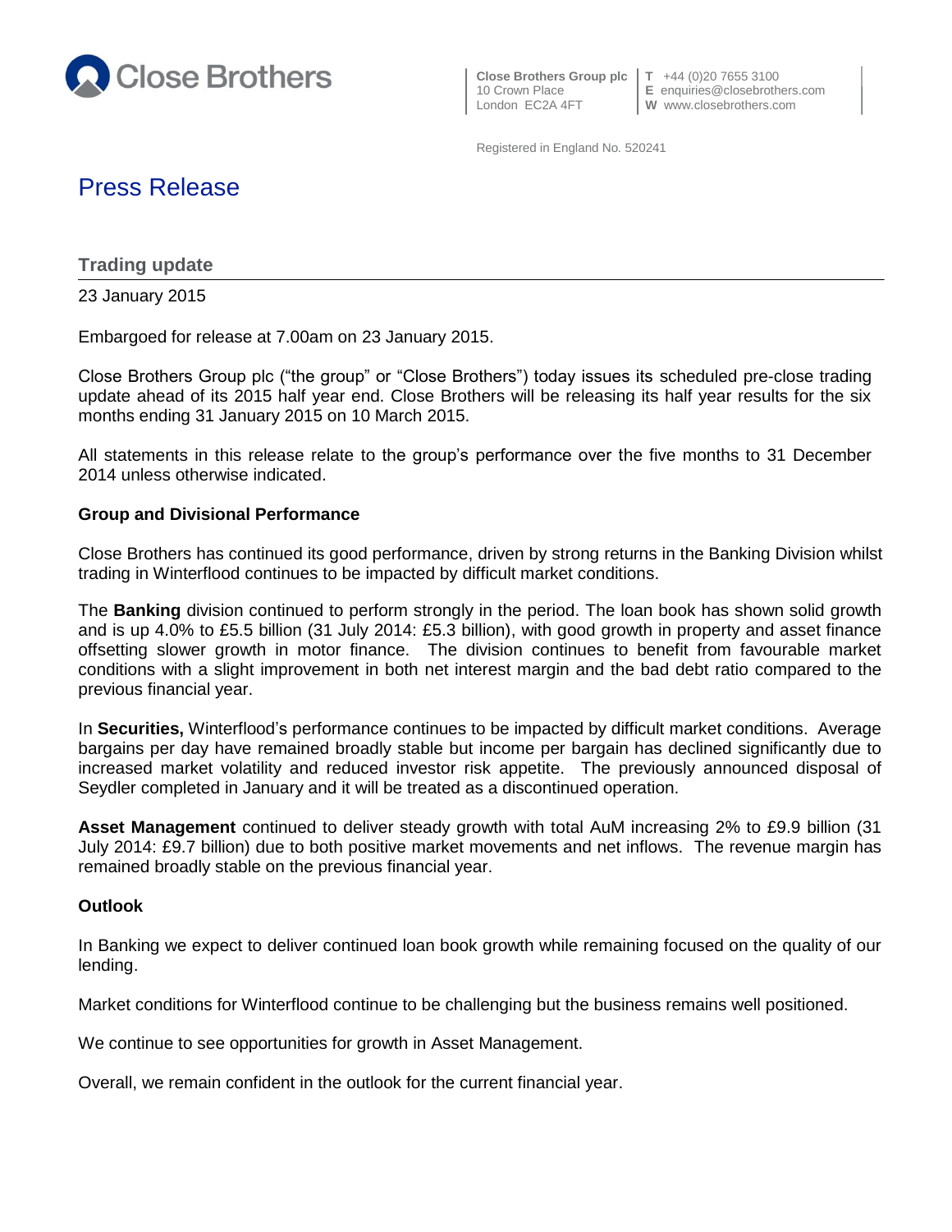Close Brothers

**Close Brothers Group plc**
10 Crown Place
London EC2A 4FT

**T** +44 (0)20 7655 3100
**E** enquiries@closebrothers.com
**W** www.closebrothers.com

Registered in England No. 520241

# Press Release

## Trading update

23 January 2015

Embargoed for release at 7.00am on 23 January 2015.

Close Brothers Group plc ("the group" or "Close Brothers") today issues its scheduled pre-close trading update ahead of its 2015 half year end. Close Brothers will be releasing its half year results for the six months ending 31 January 2015 on 10 March 2015.

All statements in this release relate to the group's performance over the five months to 31 December 2014 unless otherwise indicated.

### Group and Divisional Performance

Close Brothers has continued its good performance, driven by strong returns in the Banking Division whilst trading in Winterflood continues to be impacted by difficult market conditions.

The **Banking** division continued to perform strongly in the period. The loan book has shown solid growth and is up 4.0% to £5.5 billion (31 July 2014: £5.3 billion), with good growth in property and asset finance offsetting slower growth in motor finance. The division continues to benefit from favourable market conditions with a slight improvement in both net interest margin and the bad debt ratio compared to the previous financial year.

In **Securities,** Winterflood's performance continues to be impacted by difficult market conditions. Average bargains per day have remained broadly stable but income per bargain has declined significantly due to increased market volatility and reduced investor risk appetite. The previously announced disposal of Seydler completed in January and it will be treated as a discontinued operation.

**Asset Management** continued to deliver steady growth with total AuM increasing 2% to £9.9 billion (31 July 2014: £9.7 billion) due to both positive market movements and net inflows. The revenue margin has remained broadly stable on the previous financial year.

### Outlook

In Banking we expect to deliver continued loan book growth while remaining focused on the quality of our lending.

Market conditions for Winterflood continue to be challenging but the business remains well positioned.

We continue to see opportunities for growth in Asset Management.

Overall, we remain confident in the outlook for the current financial year.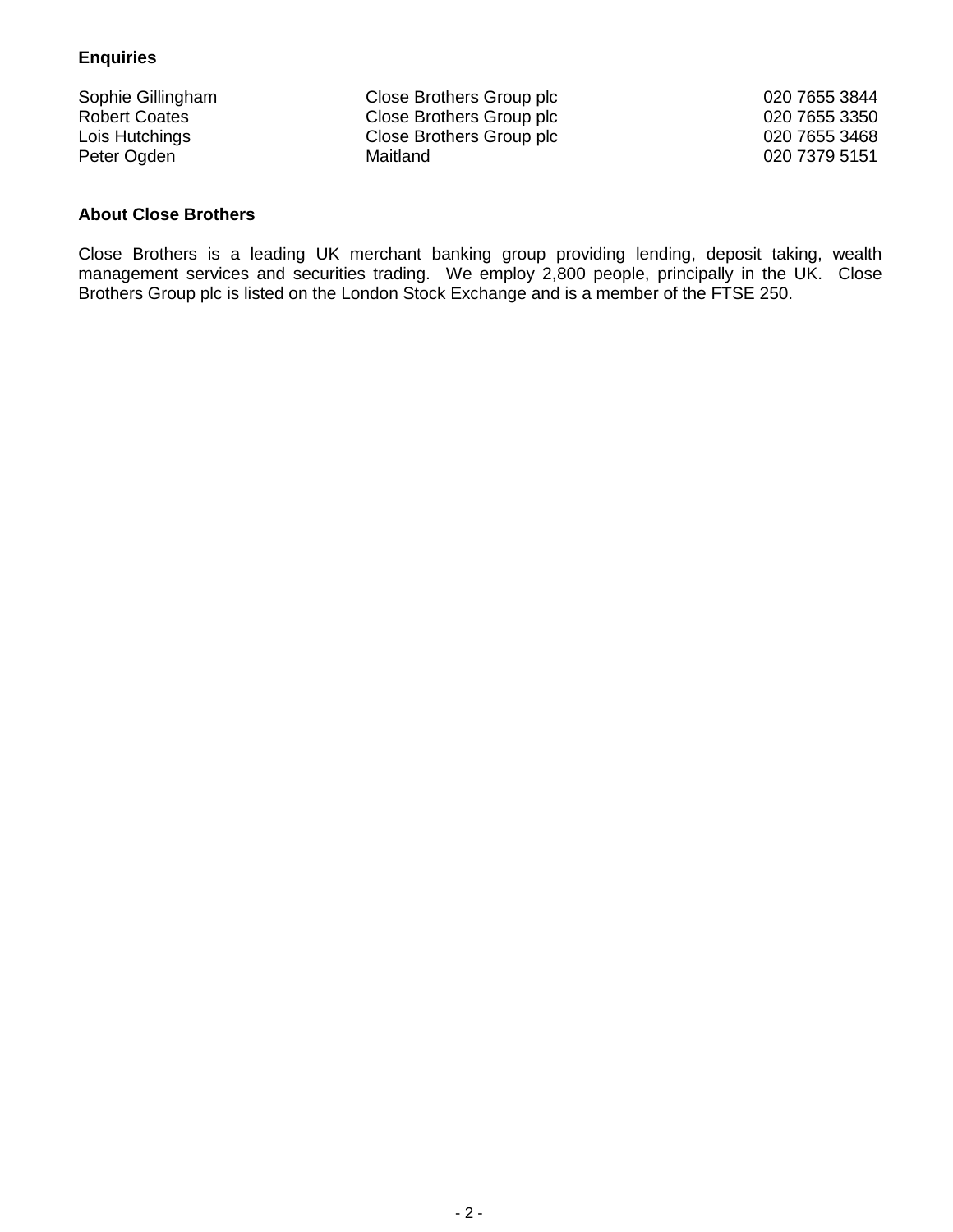**Enquiries**

| | | |
|---|---|---|
| Sophie Gillingham | Close Brothers Group plc | 020 7655 3844 |
| Robert Coates | Close Brothers Group plc | 020 7655 3350 |
| Lois Hutchings | Close Brothers Group plc | 020 7655 3468 |
| Peter Ogden | Maitland | 020 7379 5151 |

**About Close Brothers**

Close Brothers is a leading UK merchant banking group providing lending, deposit taking, wealth management services and securities trading. We employ 2,800 people, principally in the UK. Close Brothers Group plc is listed on the London Stock Exchange and is a member of the FTSE 250.